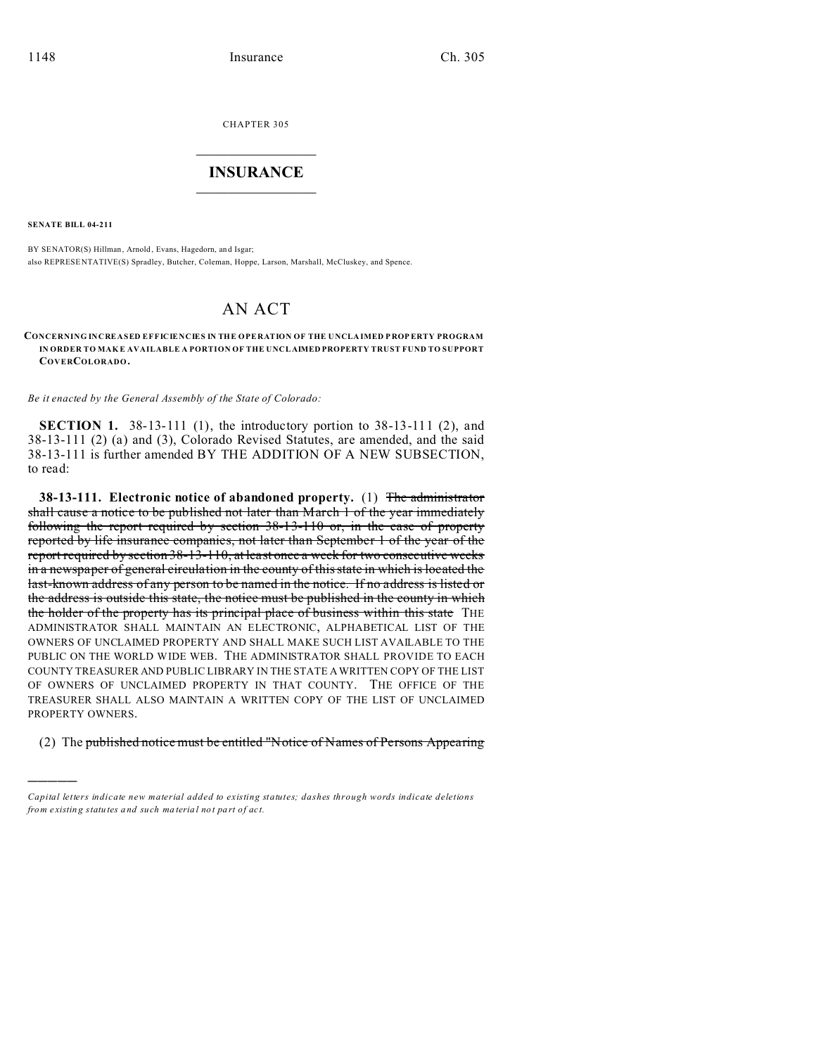CHAPTER 305

# INSURANCE

**SENATE BILL 04-211**

BY SENATOR(S) Hillman, Arnold, Evans, Hagedorn, and Isgar;
also REPRESENTATIVE(S) Spradley, Butcher, Coleman, Hoppe, Larson, Marshall, McCluskey, and Spence.

# AN ACT

**CONCERNING INCREASED EFFICIENCIES IN THE OPERATION OF THE UNCLAIMED PROPERTY PROGRAM IN ORDER TO MAKE AVAILABLE A PORTION OF THE UNCLAIMED PROPERTY TRUST FUND TO SUPPORT COVERCOLORADO.**

*Be it enacted by the General Assembly of the State of Colorado:*

**SECTION 1.** 38-13-111 (1), the introductory portion to 38-13-111 (2), and 38-13-111 (2) (a) and (3), Colorado Revised Statutes, are amended, and the said 38-13-111 is further amended BY THE ADDITION OF A NEW SUBSECTION, to read:

**38-13-111. Electronic notice of abandoned property.** (1) ~~The administrator shall cause a notice to be published not later than March 1 of the year immediately following the report required by section 38-13-110 or, in the case of property reported by life insurance companies, not later than September 1 of the year of the report required by section 38-13-110, at least once a week for two consecutive weeks in a newspaper of general circulation in the county of this state in which is located the last-known address of any person to be named in the notice. If no address is listed or the address is outside this state, the notice must be published in the county in which the holder of the property has its principal place of business within this state~~ THE ADMINISTRATOR SHALL MAINTAIN AN ELECTRONIC, ALPHABETICAL LIST OF THE OWNERS OF UNCLAIMED PROPERTY AND SHALL MAKE SUCH LIST AVAILABLE TO THE PUBLIC ON THE WORLD WIDE WEB. THE ADMINISTRATOR SHALL PROVIDE TO EACH COUNTY TREASURER AND PUBLIC LIBRARY IN THE STATE A WRITTEN COPY OF THE LIST OF OWNERS OF UNCLAIMED PROPERTY IN THAT COUNTY. THE OFFICE OF THE TREASURER SHALL ALSO MAINTAIN A WRITTEN COPY OF THE LIST OF UNCLAIMED PROPERTY OWNERS.

(2) The ~~published notice must be entitled "Notice of Names of Persons Appearing~~

---

*Capital letters indicate new material added to existing statutes; dashes through words indicate deletions from existing statutes and such material not part of act.*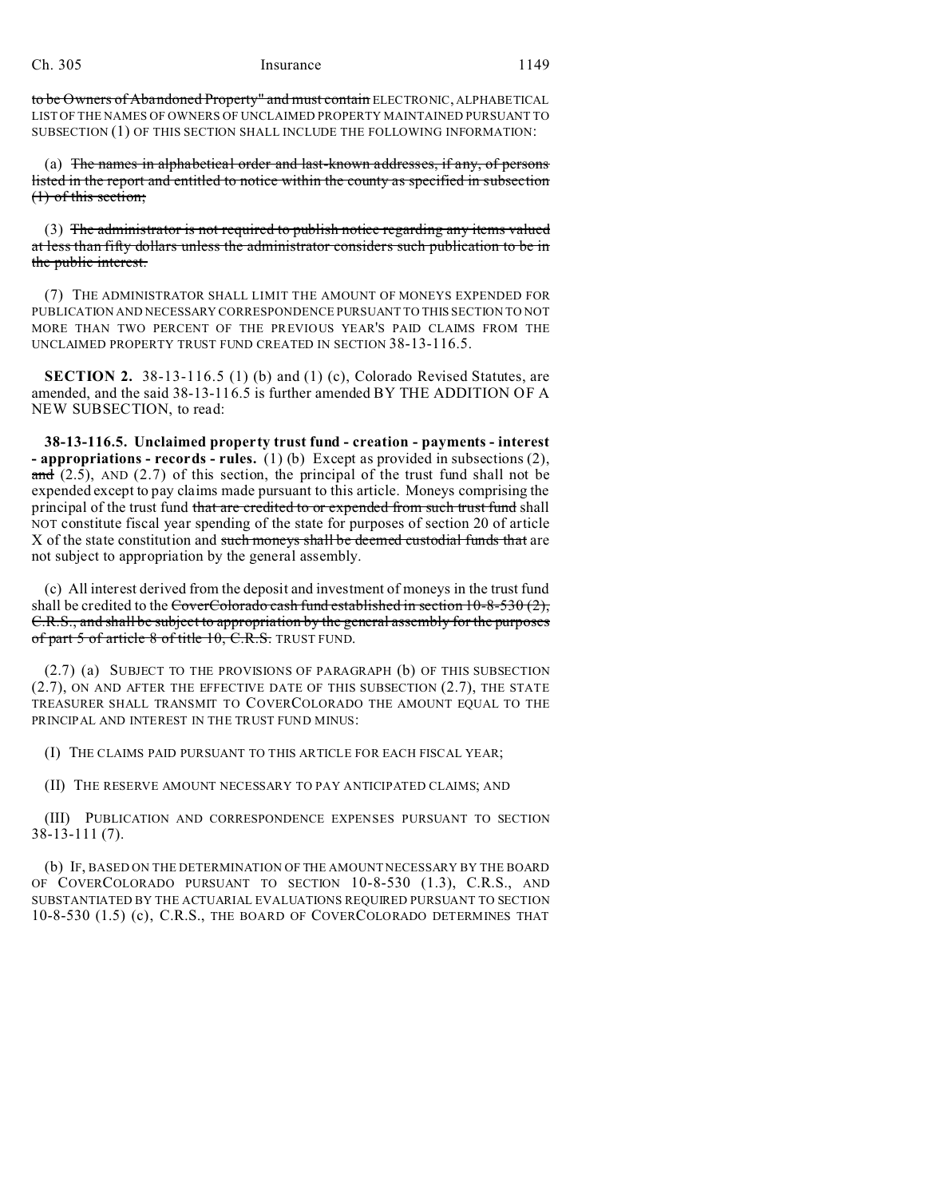~~to be Owners of Abandoned Property" and must contain~~ ELECTRONIC, ALPHABETICAL LIST OF THE NAMES OF OWNERS OF UNCLAIMED PROPERTY MAINTAINED PURSUANT TO SUBSECTION (1) OF THIS SECTION SHALL INCLUDE THE FOLLOWING INFORMATION:

(a) ~~The names in alphabetical order and last-known addresses, if any, of persons listed in the report and entitled to notice within the county as specified in subsection (1) of this section;~~

(3) ~~The administrator is not required to publish notice regarding any items valued at less than fifty dollars unless the administrator considers such publication to be in the public interest.~~

(7) THE ADMINISTRATOR SHALL LIMIT THE AMOUNT OF MONEYS EXPENDED FOR PUBLICATION AND NECESSARY CORRESPONDENCE PURSUANT TO THIS SECTION TO NOT MORE THAN TWO PERCENT OF THE PREVIOUS YEAR'S PAID CLAIMS FROM THE UNCLAIMED PROPERTY TRUST FUND CREATED IN SECTION 38-13-116.5.

**SECTION 2.** 38-13-116.5 (1) (b) and (1) (c), Colorado Revised Statutes, are amended, and the said 38-13-116.5 is further amended BY THE ADDITION OF A NEW SUBSECTION, to read:

**38-13-116.5. Unclaimed property trust fund - creation - payments - interest - appropriations - records - rules.** (1) (b) Except as provided in subsections (2), ~~and~~ (2.5), AND (2.7) of this section, the principal of the trust fund shall not be expended except to pay claims made pursuant to this article. Moneys comprising the principal of the trust fund ~~that are credited to or expended from such trust fund~~ shall NOT constitute fiscal year spending of the state for purposes of section 20 of article X of the state constitution and ~~such moneys shall be deemed custodial funds that~~ are not subject to appropriation by the general assembly.

(c) All interest derived from the deposit and investment of moneys in the trust fund shall be credited to the ~~CoverColorado cash fund established in section 10-8-530 (2), C.R.S., and shall be subject to appropriation by the general assembly for the purposes of part 5 of article 8 of title 10, C.R.S.~~ TRUST FUND.

(2.7) (a) SUBJECT TO THE PROVISIONS OF PARAGRAPH (b) OF THIS SUBSECTION (2.7), ON AND AFTER THE EFFECTIVE DATE OF THIS SUBSECTION (2.7), THE STATE TREASURER SHALL TRANSMIT TO COVERCOLORADO THE AMOUNT EQUAL TO THE PRINCIPAL AND INTEREST IN THE TRUST FUND MINUS:

(I) THE CLAIMS PAID PURSUANT TO THIS ARTICLE FOR EACH FISCAL YEAR;

(II) THE RESERVE AMOUNT NECESSARY TO PAY ANTICIPATED CLAIMS; AND

(III) PUBLICATION AND CORRESPONDENCE EXPENSES PURSUANT TO SECTION 38-13-111 (7).

(b) IF, BASED ON THE DETERMINATION OF THE AMOUNT NECESSARY BY THE BOARD OF COVERCOLORADO PURSUANT TO SECTION 10-8-530 (1.3), C.R.S., AND SUBSTANTIATED BY THE ACTUARIAL EVALUATIONS REQUIRED PURSUANT TO SECTION 10-8-530 (1.5) (c), C.R.S., THE BOARD OF COVERCOLORADO DETERMINES THAT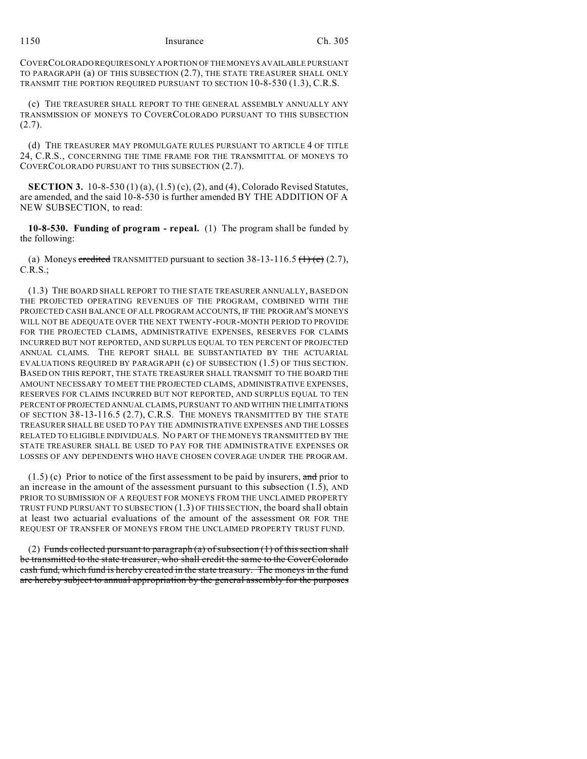COVERCOLORADO REQUIRES ONLY A PORTION OF THE MONEYS AVAILABLE PURSUANT TO PARAGRAPH (a) OF THIS SUBSECTION (2.7), THE STATE TREASURER SHALL ONLY TRANSMIT THE PORTION REQUIRED PURSUANT TO SECTION 10-8-530 (1.3), C.R.S.

(c) THE TREASURER SHALL REPORT TO THE GENERAL ASSEMBLY ANNUALLY ANY TRANSMISSION OF MONEYS TO COVERCOLORADO PURSUANT TO THIS SUBSECTION (2.7).

(d) THE TREASURER MAY PROMULGATE RULES PURSUANT TO ARTICLE 4 OF TITLE 24, C.R.S., CONCERNING THE TIME FRAME FOR THE TRANSMITTAL OF MONEYS TO COVERCOLORADO PURSUANT TO THIS SUBSECTION (2.7).

**SECTION 3.** 10-8-530 (1) (a), (1.5) (c), (2), and (4), Colorado Revised Statutes, are amended, and the said 10-8-530 is further amended BY THE ADDITION OF A NEW SUBSECTION, to read:

**10-8-530. Funding of program - repeal.** (1) The program shall be funded by the following:

(a) Moneys ~~credited~~ TRANSMITTED pursuant to section 38-13-116.5 ~~(1) (c)~~ (2.7), C.R.S.;

(1.3) THE BOARD SHALL REPORT TO THE STATE TREASURER ANNUALLY, BASED ON THE PROJECTED OPERATING REVENUES OF THE PROGRAM, COMBINED WITH THE PROJECTED CASH BALANCE OF ALL PROGRAM ACCOUNTS, IF THE PROGRAM'S MONEYS WILL NOT BE ADEQUATE OVER THE NEXT TWENTY-FOUR-MONTH PERIOD TO PROVIDE FOR THE PROJECTED CLAIMS, ADMINISTRATIVE EXPENSES, RESERVES FOR CLAIMS INCURRED BUT NOT REPORTED, AND SURPLUS EQUAL TO TEN PERCENT OF PROJECTED ANNUAL CLAIMS. THE REPORT SHALL BE SUBSTANTIATED BY THE ACTUARIAL EVALUATIONS REQUIRED BY PARAGRAPH (c) OF SUBSECTION (1.5) OF THIS SECTION. BASED ON THIS REPORT, THE STATE TREASURER SHALL TRANSMIT TO THE BOARD THE AMOUNT NECESSARY TO MEET THE PROJECTED CLAIMS, ADMINISTRATIVE EXPENSES, RESERVES FOR CLAIMS INCURRED BUT NOT REPORTED, AND SURPLUS EQUAL TO TEN PERCENT OF PROJECTED ANNUAL CLAIMS, PURSUANT TO AND WITHIN THE LIMITATIONS OF SECTION 38-13-116.5 (2.7), C.R.S. THE MONEYS TRANSMITTED BY THE STATE TREASURER SHALL BE USED TO PAY THE ADMINISTRATIVE EXPENSES AND THE LOSSES RELATED TO ELIGIBLE INDIVIDUALS. NO PART OF THE MONEYS TRANSMITTED BY THE STATE TREASURER SHALL BE USED TO PAY FOR THE ADMINISTRATIVE EXPENSES OR LOSSES OF ANY DEPENDENTS WHO HAVE CHOSEN COVERAGE UNDER THE PROGRAM.

(1.5) (c) Prior to notice of the first assessment to be paid by insurers, ~~and~~ prior to an increase in the amount of the assessment pursuant to this subsection (1.5), AND PRIOR TO SUBMISSION OF A REQUEST FOR MONEYS FROM THE UNCLAIMED PROPERTY TRUST FUND PURSUANT TO SUBSECTION (1.3) OF THIS SECTION, the board shall obtain at least two actuarial evaluations of the amount of the assessment OR FOR THE REQUEST OF TRANSFER OF MONEYS FROM THE UNCLAIMED PROPERTY TRUST FUND.

(2) ~~Funds collected pursuant to paragraph (a) of subsection (1) of this section shall be transmitted to the state treasurer, who shall credit the same to the CoverColorado cash fund, which fund is hereby created in the state treasury. The moneys in the fund are hereby subject to annual appropriation by the general assembly for the purposes~~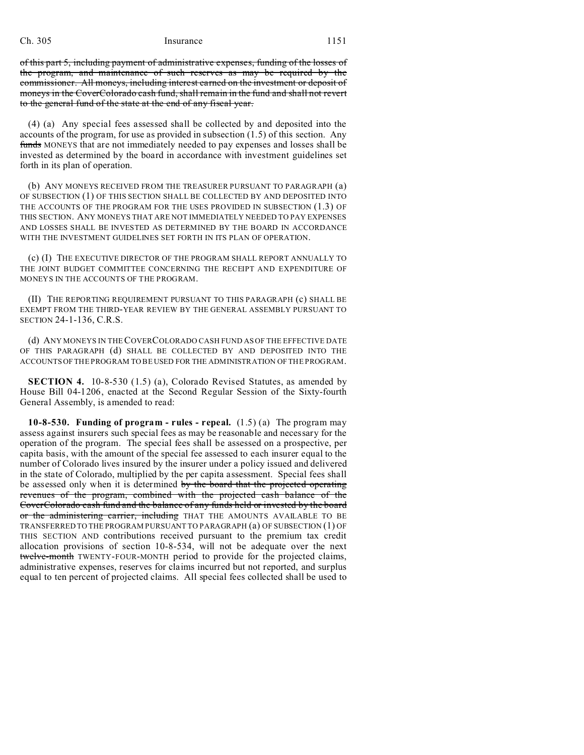~~of this part 5, including payment of administrative expenses, funding of the losses of the program, and maintenance of such reserves as may be required by the commissioner. All moneys, including interest earned on the investment or deposit of moneys in the CoverColorado cash fund, shall remain in the fund and shall not revert to the general fund of the state at the end of any fiscal year.~~

(4) (a) Any special fees assessed shall be collected by and deposited into the accounts of the program, for use as provided in subsection (1.5) of this section. Any ~~funds~~ MONEYS that are not immediately needed to pay expenses and losses shall be invested as determined by the board in accordance with investment guidelines set forth in its plan of operation.

(b) ANY MONEYS RECEIVED FROM THE TREASURER PURSUANT TO PARAGRAPH (a) OF SUBSECTION (1) OF THIS SECTION SHALL BE COLLECTED BY AND DEPOSITED INTO THE ACCOUNTS OF THE PROGRAM FOR THE USES PROVIDED IN SUBSECTION (1.3) OF THIS SECTION. ANY MONEYS THAT ARE NOT IMMEDIATELY NEEDED TO PAY EXPENSES AND LOSSES SHALL BE INVESTED AS DETERMINED BY THE BOARD IN ACCORDANCE WITH THE INVESTMENT GUIDELINES SET FORTH IN ITS PLAN OF OPERATION.

(c) (I) THE EXECUTIVE DIRECTOR OF THE PROGRAM SHALL REPORT ANNUALLY TO THE JOINT BUDGET COMMITTEE CONCERNING THE RECEIPT AND EXPENDITURE OF MONEYS IN THE ACCOUNTS OF THE PROGRAM.

(II) THE REPORTING REQUIREMENT PURSUANT TO THIS PARAGRAPH (c) SHALL BE EXEMPT FROM THE THIRD-YEAR REVIEW BY THE GENERAL ASSEMBLY PURSUANT TO SECTION 24-1-136, C.R.S.

(d) ANY MONEYS IN THE COVERCOLORADO CASH FUND AS OF THE EFFECTIVE DATE OF THIS PARAGRAPH (d) SHALL BE COLLECTED BY AND DEPOSITED INTO THE ACCOUNTS OF THE PROGRAM TO BE USED FOR THE ADMINISTRATION OF THE PROGRAM.

**SECTION 4.** 10-8-530 (1.5) (a), Colorado Revised Statutes, as amended by House Bill 04-1206, enacted at the Second Regular Session of the Sixty-fourth General Assembly, is amended to read:

**10-8-530. Funding of program - rules - repeal.** (1.5) (a) The program may assess against insurers such special fees as may be reasonable and necessary for the operation of the program. The special fees shall be assessed on a prospective, per capita basis, with the amount of the special fee assessed to each insurer equal to the number of Colorado lives insured by the insurer under a policy issued and delivered in the state of Colorado, multiplied by the per capita assessment. Special fees shall be assessed only when it is determined ~~by the board that the projected operating revenues of the program, combined with the projected cash balance of the CoverColorado cash fund and the balance of any funds held or invested by the board or the administering carrier, including~~ THAT THE AMOUNTS AVAILABLE TO BE TRANSFERRED TO THE PROGRAM PURSUANT TO PARAGRAPH (a) OF SUBSECTION (1) OF THIS SECTION AND contributions received pursuant to the premium tax credit allocation provisions of section 10-8-534, will not be adequate over the next ~~twelve-month~~ TWENTY-FOUR-MONTH period to provide for the projected claims, administrative expenses, reserves for claims incurred but not reported, and surplus equal to ten percent of projected claims. All special fees collected shall be used to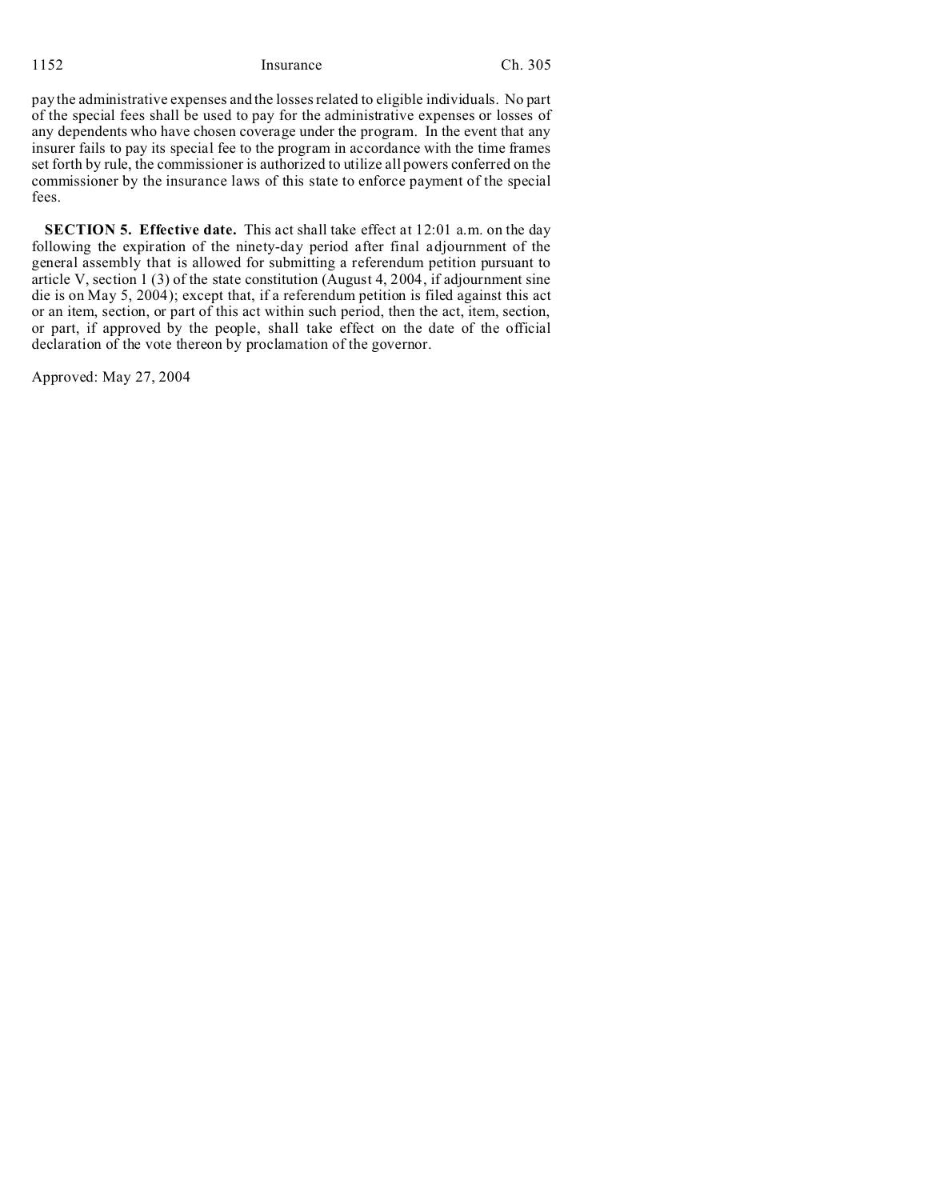pay the administrative expenses and the losses related to eligible individuals. No part of the special fees shall be used to pay for the administrative expenses or losses of any dependents who have chosen coverage under the program. In the event that any insurer fails to pay its special fee to the program in accordance with the time frames set forth by rule, the commissioner is authorized to utilize all powers conferred on the commissioner by the insurance laws of this state to enforce payment of the special fees.

**SECTION 5. Effective date.** This act shall take effect at 12:01 a.m. on the day following the expiration of the ninety-day period after final adjournment of the general assembly that is allowed for submitting a referendum petition pursuant to article V, section 1 (3) of the state constitution (August 4, 2004, if adjournment sine die is on May 5, 2004); except that, if a referendum petition is filed against this act or an item, section, or part of this act within such period, then the act, item, section, or part, if approved by the people, shall take effect on the date of the official declaration of the vote thereon by proclamation of the governor.

Approved: May 27, 2004